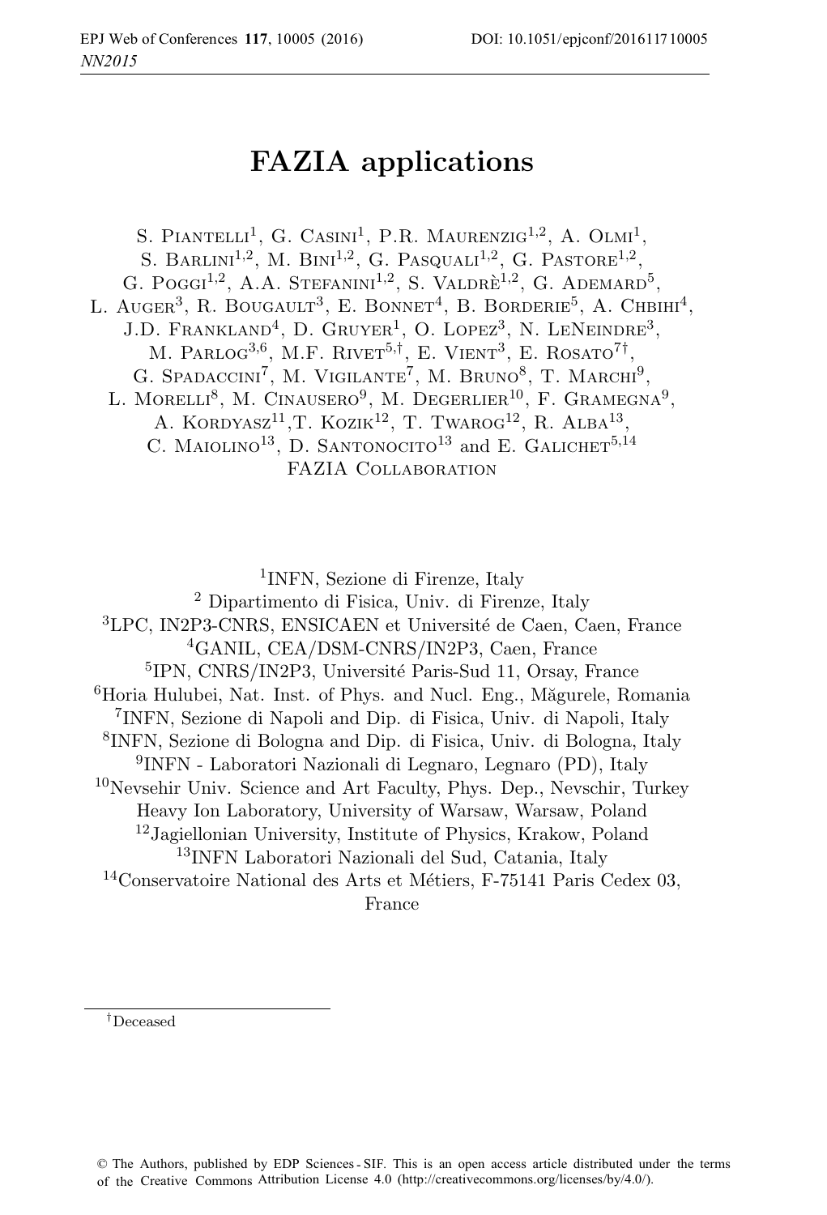# FAZIA applications

S. Piantelli[1], G. Casini[1], P.R. Maurenzig[1,2], A. Olmi[1], S. Barlini[1,2], M. Bini[1,2], G. Pasquali[1,2], G. Pastore[1,2], G. Poggi[1,2], A.A. Stefanini[1,2], S. Valdrè[1,2], G. Ademard[5], L. Auger[3], R. Bougault[3], E. Bonnet[4], B. Borderie[5], A. Chbihi[4], J.D. Frankland[4], D. Gruyer[1], O. Lopez[3], N. LeNeindre[3], M. Parlog[3,6], M.F. Rivet[5,†], E. Vient[3], E. Rosato[7†], G. Spadaccini[7], M. Vigilante[7], M. Bruno[8], T. Marchi[9], L. Morelli[8], M. Cinausero[9], M. Degerlier[10], F. Gramegna[9], A. Kordyasz[11], T. Kozik[12], T. Twarog[12], R. Alba[13], C. Maiolino[13], D. Santonocito[13] and E. Galichet[5,14]
FAZIA Collaboration

[1]INFN, Sezione di Firenze, Italy
[2] Dipartimento di Fisica, Univ. di Firenze, Italy
[3]LPC, IN2P3-CNRS, ENSICAEN et Université de Caen, Caen, France
[4]GANIL, CEA/DSM-CNRS/IN2P3, Caen, France
[5]IPN, CNRS/IN2P3, Université Paris-Sud 11, Orsay, France
[6]Horia Hulubei, Nat. Inst. of Phys. and Nucl. Eng., Măgurele, Romania
[7]INFN, Sezione di Napoli and Dip. di Fisica, Univ. di Napoli, Italy
[8]INFN, Sezione di Bologna and Dip. di Fisica, Univ. di Bologna, Italy
[9]INFN - Laboratori Nazionali di Legnaro, Legnaro (PD), Italy
[10]Nevsehir Univ. Science and Art Faculty, Phys. Dep., Nevschir, Turkey
Heavy Ion Laboratory, University of Warsaw, Warsaw, Poland
[12]Jagiellonian University, Institute of Physics, Krakow, Poland
[13]INFN Laboratori Nazionali del Sud, Catania, Italy
[14]Conservatoire National des Arts et Métiers, F-75141 Paris Cedex 03, France

†Deceased

© The Authors, published by EDP Sciences - SIF. This is an open access article distributed under the terms of the Creative Commons Attribution License 4.0 (http://creativecommons.org/licenses/by/4.0/).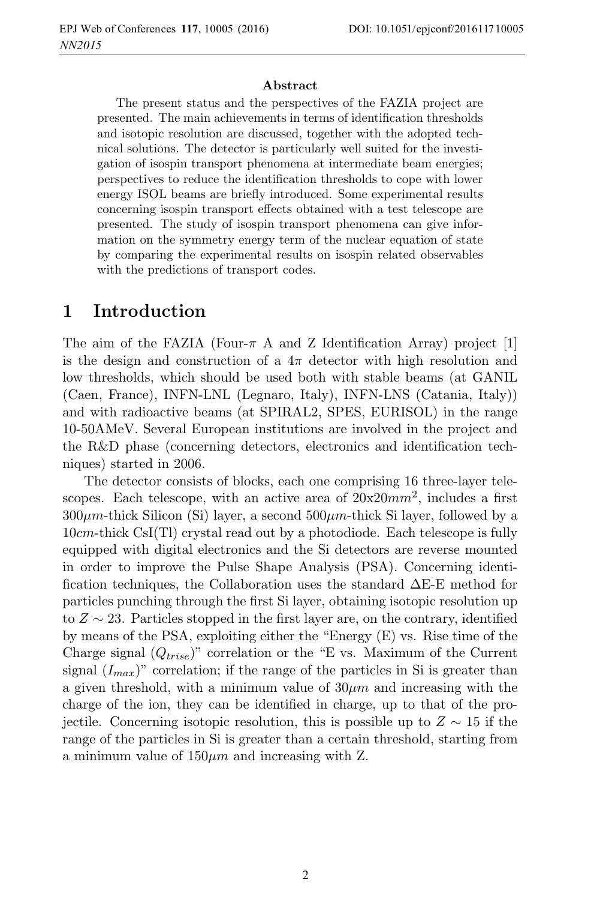**Abstract**

The present status and the perspectives of the FAZIA project are presented. The main achievements in terms of identification thresholds and isotopic resolution are discussed, together with the adopted technical solutions. The detector is particularly well suited for the investigation of isospin transport phenomena at intermediate beam energies; perspectives to reduce the identification thresholds to cope with lower energy ISOL beams are briefly introduced. Some experimental results concerning isospin transport effects obtained with a test telescope are presented. The study of isospin transport phenomena can give information on the symmetry energy term of the nuclear equation of state by comparing the experimental results on isospin related observables with the predictions of transport codes.

# 1 Introduction

The aim of the FAZIA (Four-$\pi$ A and Z Identification Array) project [1] is the design and construction of a $4\pi$ detector with high resolution and low thresholds, which should be used both with stable beams (at GANIL (Caen, France), INFN-LNL (Legnaro, Italy), INFN-LNS (Catania, Italy)) and with radioactive beams (at SPIRAL2, SPES, EURISOL) in the range 10-50AMeV. Several European institutions are involved in the project and the R&D phase (concerning detectors, electronics and identification techniques) started in 2006.

The detector consists of blocks, each one comprising 16 three-layer telescopes. Each telescope, with an active area of $20\text{x}20mm^2$, includes a first $300\mu m$-thick Silicon (Si) layer, a second $500\mu m$-thick Si layer, followed by a $10cm$-thick CsI(Tl) crystal read out by a photodiode. Each telescope is fully equipped with digital electronics and the Si detectors are reverse mounted in order to improve the Pulse Shape Analysis (PSA). Concerning identification techniques, the Collaboration uses the standard $\Delta$E-E method for particles punching through the first Si layer, obtaining isotopic resolution up to $Z \sim 23$. Particles stopped in the first layer are, on the contrary, identified by means of the PSA, exploiting either the "Energy (E) vs. Rise time of the Charge signal ($Q_{trise}$)" correlation or the "E vs. Maximum of the Current signal ($I_{max}$)" correlation; if the range of the particles in Si is greater than a given threshold, with a minimum value of $30\mu m$ and increasing with the charge of the ion, they can be identified in charge, up to that of the projectile. Concerning isotopic resolution, this is possible up to $Z \sim 15$ if the range of the particles in Si is greater than a certain threshold, starting from a minimum value of $150\mu m$ and increasing with Z.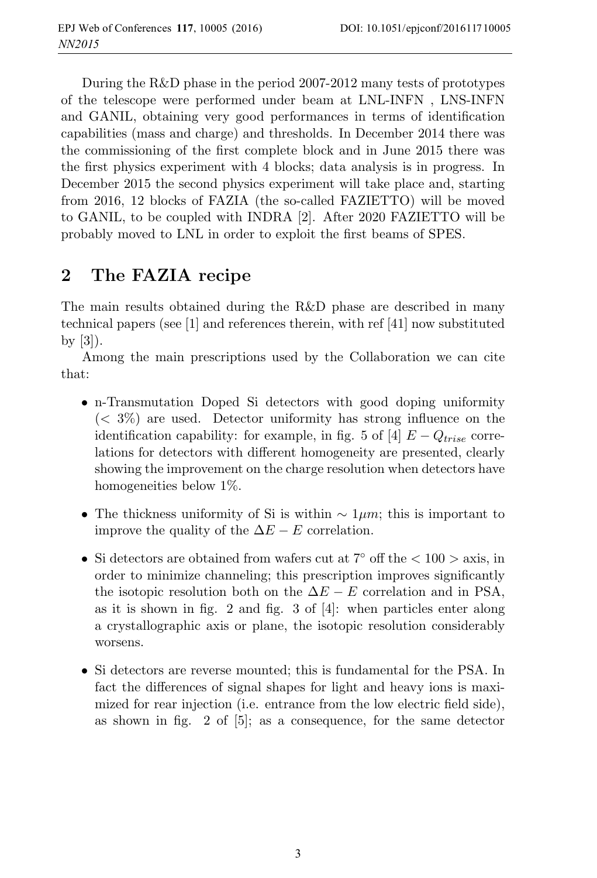During the R&D phase in the period 2007-2012 many tests of prototypes of the telescope were performed under beam at LNL-INFN , LNS-INFN and GANIL, obtaining very good performances in terms of identification capabilities (mass and charge) and thresholds. In December 2014 there was the commissioning of the first complete block and in June 2015 there was the first physics experiment with 4 blocks; data analysis is in progress. In December 2015 the second physics experiment will take place and, starting from 2016, 12 blocks of FAZIA (the so-called FAZIETTO) will be moved to GANIL, to be coupled with INDRA [2]. After 2020 FAZIETTO will be probably moved to LNL in order to exploit the first beams of SPES.

## 2 The FAZIA recipe

The main results obtained during the R&D phase are described in many technical papers (see [1] and references therein, with ref [41] now substituted by [3]).

Among the main prescriptions used by the Collaboration we can cite that:

- n-Transmutation Doped Si detectors with good doping uniformity ($< 3\%$) are used. Detector uniformity has strong influence on the identification capability: for example, in fig. 5 of [4] $E - Q_{trise}$ correlations for detectors with different homogeneity are presented, clearly showing the improvement on the charge resolution when detectors have homogeneities below 1%.
- The thickness uniformity of Si is within $\sim 1\mu m$; this is important to improve the quality of the $\Delta E - E$ correlation.
- Si detectors are obtained from wafers cut at $7^{\circ}$ off the $< 100 >$ axis, in order to minimize channeling; this prescription improves significantly the isotopic resolution both on the $\Delta E - E$ correlation and in PSA, as it is shown in fig. 2 and fig. 3 of [4]: when particles enter along a crystallographic axis or plane, the isotopic resolution considerably worsens.
- Si detectors are reverse mounted; this is fundamental for the PSA. In fact the differences of signal shapes for light and heavy ions is maximized for rear injection (i.e. entrance from the low electric field side), as shown in fig. 2 of [5]; as a consequence, for the same detector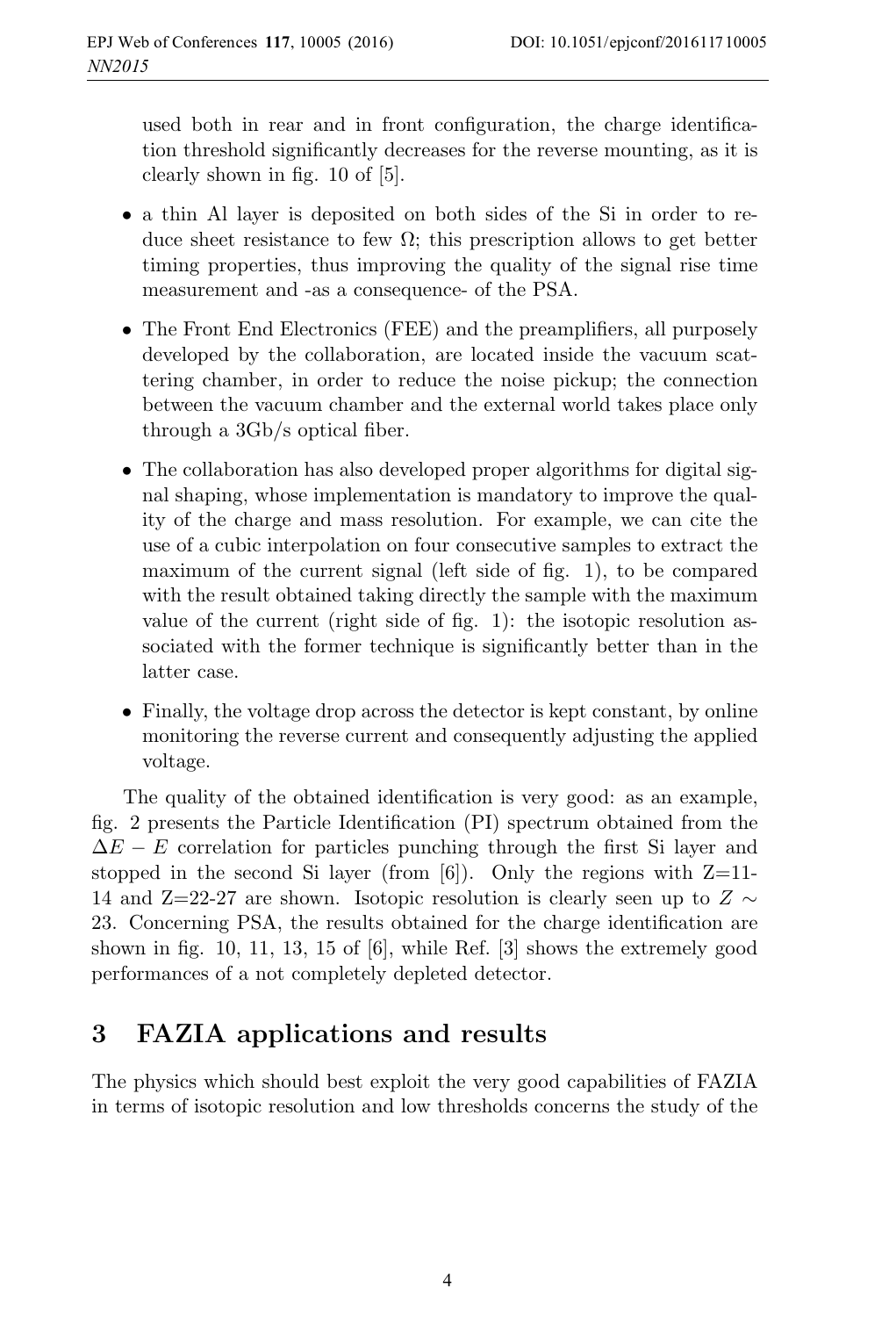used both in rear and in front configuration, the charge identification threshold significantly decreases for the reverse mounting, as it is clearly shown in fig. 10 of [5].

- a thin Al layer is deposited on both sides of the Si in order to reduce sheet resistance to few $\Omega$; this prescription allows to get better timing properties, thus improving the quality of the signal rise time measurement and -as a consequence- of the PSA.
- The Front End Electronics (FEE) and the preamplifiers, all purposely developed by the collaboration, are located inside the vacuum scattering chamber, in order to reduce the noise pickup; the connection between the vacuum chamber and the external world takes place only through a 3Gb/s optical fiber.
- The collaboration has also developed proper algorithms for digital signal shaping, whose implementation is mandatory to improve the quality of the charge and mass resolution. For example, we can cite the use of a cubic interpolation on four consecutive samples to extract the maximum of the current signal (left side of fig. 1), to be compared with the result obtained taking directly the sample with the maximum value of the current (right side of fig. 1): the isotopic resolution associated with the former technique is significantly better than in the latter case.
- Finally, the voltage drop across the detector is kept constant, by online monitoring the reverse current and consequently adjusting the applied voltage.

The quality of the obtained identification is very good: as an example, fig. 2 presents the Particle Identification (PI) spectrum obtained from the $\Delta E - E$ correlation for particles punching through the first Si layer and stopped in the second Si layer (from [6]). Only the regions with Z=11-14 and Z=22-27 are shown. Isotopic resolution is clearly seen up to $Z \sim 23$. Concerning PSA, the results obtained for the charge identification are shown in fig. 10, 11, 13, 15 of [6], while Ref. [3] shows the extremely good performances of a not completely depleted detector.

# 3 FAZIA applications and results

The physics which should best exploit the very good capabilities of FAZIA in terms of isotopic resolution and low thresholds concerns the study of the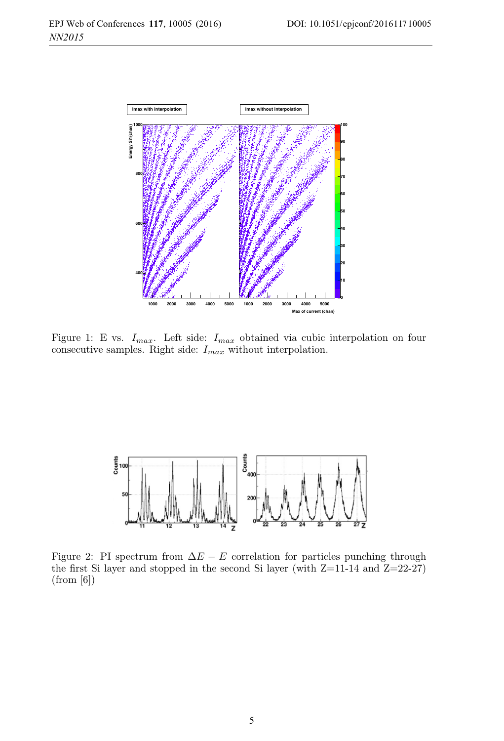Figure 1: E vs. $I_{max}$. Left side: $I_{max}$ obtained via cubic interpolation on four consecutive samples. Right side: $I_{max}$ without interpolation.

Figure 2: PI spectrum from $\Delta E - E$ correlation for particles punching through the first Si layer and stopped in the second Si layer (with Z=11-14 and Z=22-27) (from [6])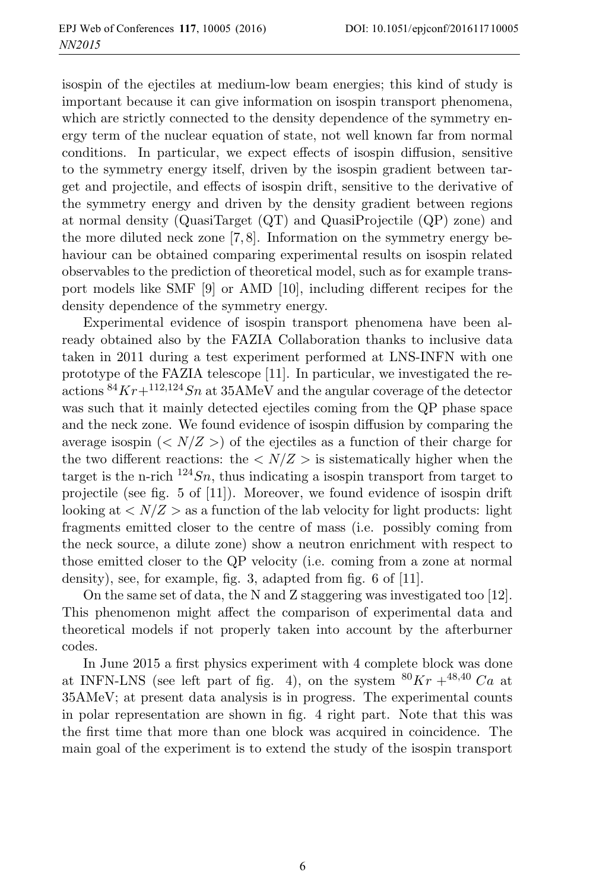isospin of the ejectiles at medium-low beam energies; this kind of study is important because it can give information on isospin transport phenomena, which are strictly connected to the density dependence of the symmetry energy term of the nuclear equation of state, not well known far from normal conditions. In particular, we expect effects of isospin diffusion, sensitive to the symmetry energy itself, driven by the isospin gradient between target and projectile, and effects of isospin drift, sensitive to the derivative of the symmetry energy and driven by the density gradient between regions at normal density (QuasiTarget (QT) and QuasiProjectile (QP) zone) and the more diluted neck zone [7, 8]. Information on the symmetry energy behaviour can be obtained comparing experimental results on isospin related observables to the prediction of theoretical model, such as for example transport models like SMF [9] or AMD [10], including different recipes for the density dependence of the symmetry energy.

Experimental evidence of isospin transport phenomena have been already obtained also by the FAZIA Collaboration thanks to inclusive data taken in 2011 during a test experiment performed at LNS-INFN with one prototype of the FAZIA telescope [11]. In particular, we investigated the reactions $^{84}Kr+^{112,124}Sn$ at 35AMeV and the angular coverage of the detector was such that it mainly detected ejectiles coming from the QP phase space and the neck zone. We found evidence of isospin diffusion by comparing the average isospin ($<N/Z>$) of the ejectiles as a function of their charge for the two different reactions: the $<N/Z>$ is sistematically higher when the target is the n-rich $^{124}Sn$, thus indicating a isospin transport from target to projectile (see fig. 5 of [11]). Moreover, we found evidence of isospin drift looking at $<N/Z>$ as a function of the lab velocity for light products: light fragments emitted closer to the centre of mass (i.e. possibly coming from the neck source, a dilute zone) show a neutron enrichment with respect to those emitted closer to the QP velocity (i.e. coming from a zone at normal density), see, for example, fig. 3, adapted from fig. 6 of [11].

On the same set of data, the N and Z staggering was investigated too [12]. This phenomenon might affect the comparison of experimental data and theoretical models if not properly taken into account by the afterburner codes.

In June 2015 a first physics experiment with 4 complete block was done at INFN-LNS (see left part of fig. 4), on the system $^{80}Kr+^{48,40}Ca$ at 35AMeV; at present data analysis is in progress. The experimental counts in polar representation are shown in fig. 4 right part. Note that this was the first time that more than one block was acquired in coincidence. The main goal of the experiment is to extend the study of the isospin transport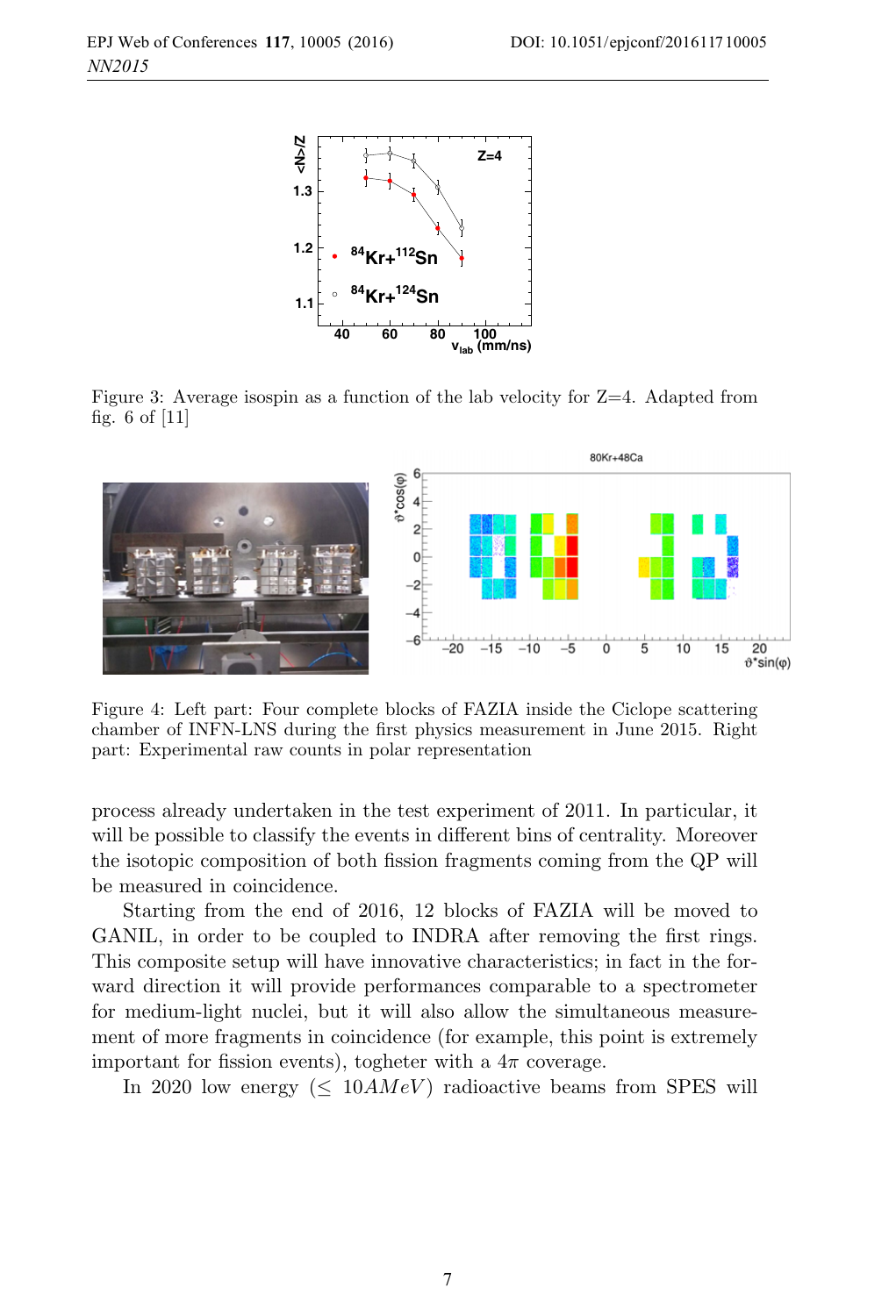Figure 3: Average isospin as a function of the lab velocity for Z=4. Adapted from fig. 6 of [11]

Figure 4: Left part: Four complete blocks of FAZIA inside the Ciclope scattering chamber of INFN-LNS during the first physics measurement in June 2015. Right part: Experimental raw counts in polar representation

process already undertaken in the test experiment of 2011. In particular, it will be possible to classify the events in different bins of centrality. Moreover the isotopic composition of both fission fragments coming from the QP will be measured in coincidence.

Starting from the end of 2016, 12 blocks of FAZIA will be moved to GANIL, in order to be coupled to INDRA after removing the first rings. This composite setup will have innovative characteristics; in fact in the forward direction it will provide performances comparable to a spectrometer for medium-light nuclei, but it will also allow the simultaneous measurement of more fragments in coincidence (for example, this point is extremely important for fission events), togheter with a $4\pi$ coverage.

In 2020 low energy ($\leq 10 AMeV$) radioactive beams from SPES will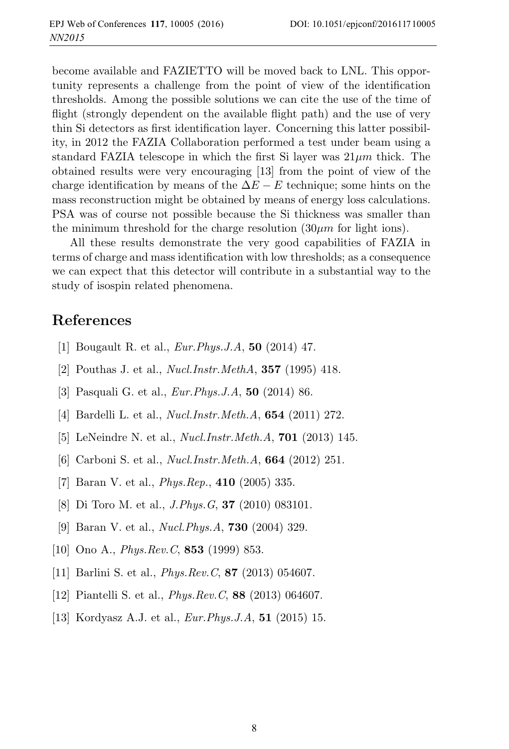become available and FAZIETTO will be moved back to LNL. This opportunity represents a challenge from the point of view of the identification thresholds. Among the possible solutions we can cite the use of the time of flight (strongly dependent on the available flight path) and the use of very thin Si detectors as first identification layer. Concerning this latter possibility, in 2012 the FAZIA Collaboration performed a test under beam using a standard FAZIA telescope in which the first Si layer was $21\mu m$ thick. The obtained results were very encouraging [13] from the point of view of the charge identification by means of the $\Delta E - E$ technique; some hints on the mass reconstruction might be obtained by means of energy loss calculations. PSA was of course not possible because the Si thickness was smaller than the minimum threshold for the charge resolution ($30\mu m$ for light ions).

All these results demonstrate the very good capabilities of FAZIA in terms of charge and mass identification with low thresholds; as a consequence we can expect that this detector will contribute in a substantial way to the study of isospin related phenomena.

## References

[1] Bougault R. et al., *Eur.Phys.J.A*, **50** (2014) 47.

[2] Pouthas J. et al., *Nucl.Instr.MethA*, **357** (1995) 418.

[3] Pasquali G. et al., *Eur.Phys.J.A*, **50** (2014) 86.

[4] Bardelli L. et al., *Nucl.Instr.Meth.A*, **654** (2011) 272.

[5] LeNeindre N. et al., *Nucl.Instr.Meth.A*, **701** (2013) 145.

[6] Carboni S. et al., *Nucl.Instr.Meth.A*, **664** (2012) 251.

[7] Baran V. et al., *Phys.Rep.*, **410** (2005) 335.

[8] Di Toro M. et al., *J.Phys.G*, **37** (2010) 083101.

[9] Baran V. et al., *Nucl.Phys.A*, **730** (2004) 329.

[10] Ono A., *Phys.Rev.C*, **853** (1999) 853.

[11] Barlini S. et al., *Phys.Rev.C*, **87** (2013) 054607.

[12] Piantelli S. et al., *Phys.Rev.C*, **88** (2013) 064607.

[13] Kordyasz A.J. et al., *Eur.Phys.J.A*, **51** (2015) 15.